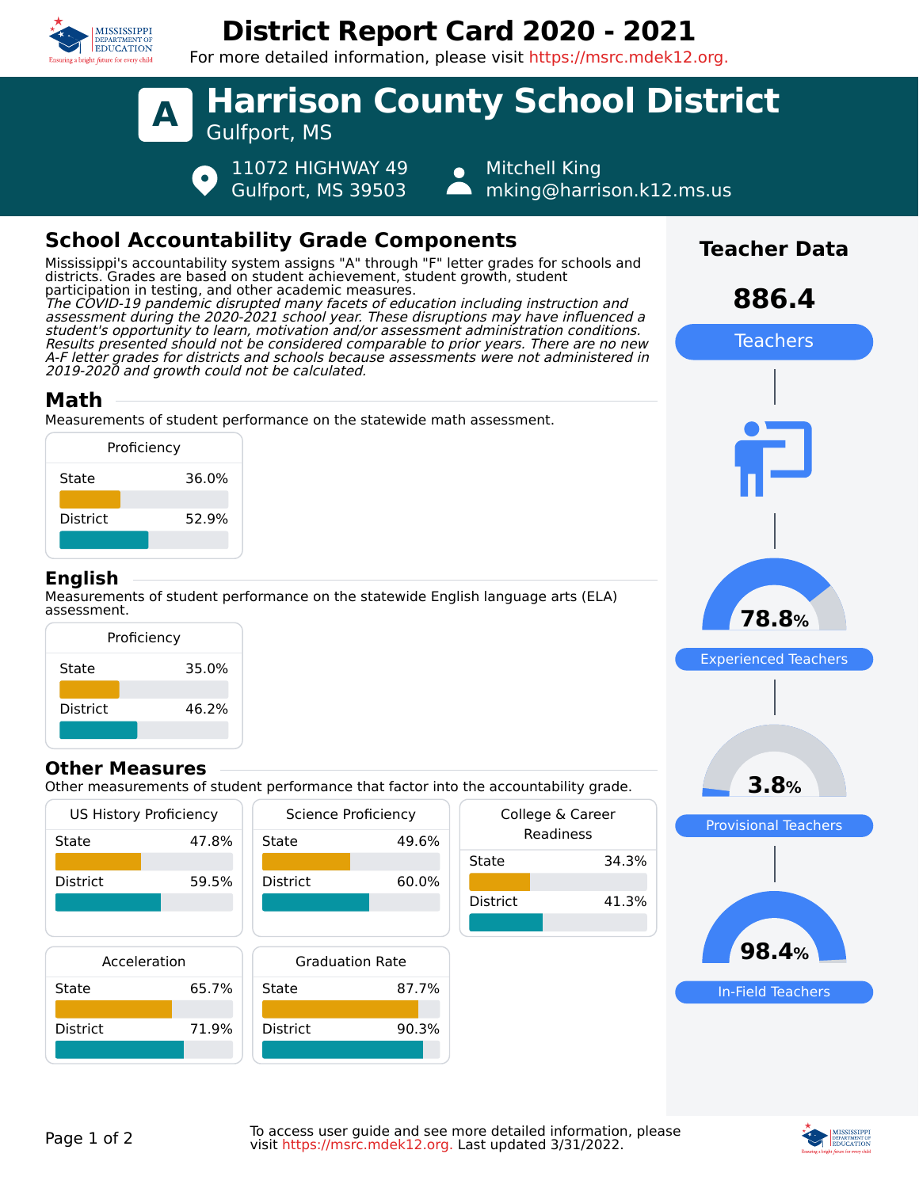# District Report Card 2020 - 2021

For more detailed information, please visit https://msrc.mdek12.org.

## A Harrison County School District

Gulfport, MS

11072 HIGHWAY 49
Gulfport, MS 39503

Mitchell King
mking@harrison.k12.ms.us

## School Accountability Grade Components

Mississippi's accountability system assigns "A" through "F" letter grades for schools and districts. Grades are based on student achievement, student growth, student participation in testing, and other academic measures.
*The COVID-19 pandemic disrupted many facets of education including instruction and assessment during the 2020-2021 school year. These disruptions may have influenced a student's opportunity to learn, motivation and/or assessment administration conditions. Results presented should not be considered comparable to prior years. There are no new A-F letter grades for districts and schools because assessments were not administered in 2019-2020 and growth could not be calculated.*

### Math

Measurements of student performance on the statewide math assessment.

| Proficiency | |
|---|---|
| State | 36.0% |
| District | 52.9% |

### English

Measurements of student performance on the statewide English language arts (ELA) assessment.

| Proficiency | |
|---|---|
| State | 35.0% |
| District | 46.2% |

### Other Measures

Other measurements of student performance that factor into the accountability grade.

| US History Proficiency | |
|---|---|
| State | 47.8% |
| District | 59.5% |

| Science Proficiency | |
|---|---|
| State | 49.6% |
| District | 60.0% |

| College & Career Readiness | |
|---|---|
| State | 34.3% |
| District | 41.3% |

| Acceleration | |
|---|---|
| State | 65.7% |
| District | 71.9% |

| Graduation Rate | |
|---|---|
| State | 87.7% |
| District | 90.3% |

## Teacher Data

**886.4** Teachers

**78.8%** Experienced Teachers

**3.8%** Provisional Teachers

**98.4%** In-Field Teachers

To access user guide and see more detailed information, please visit https://msrc.mdek12.org. Last updated 3/31/2022.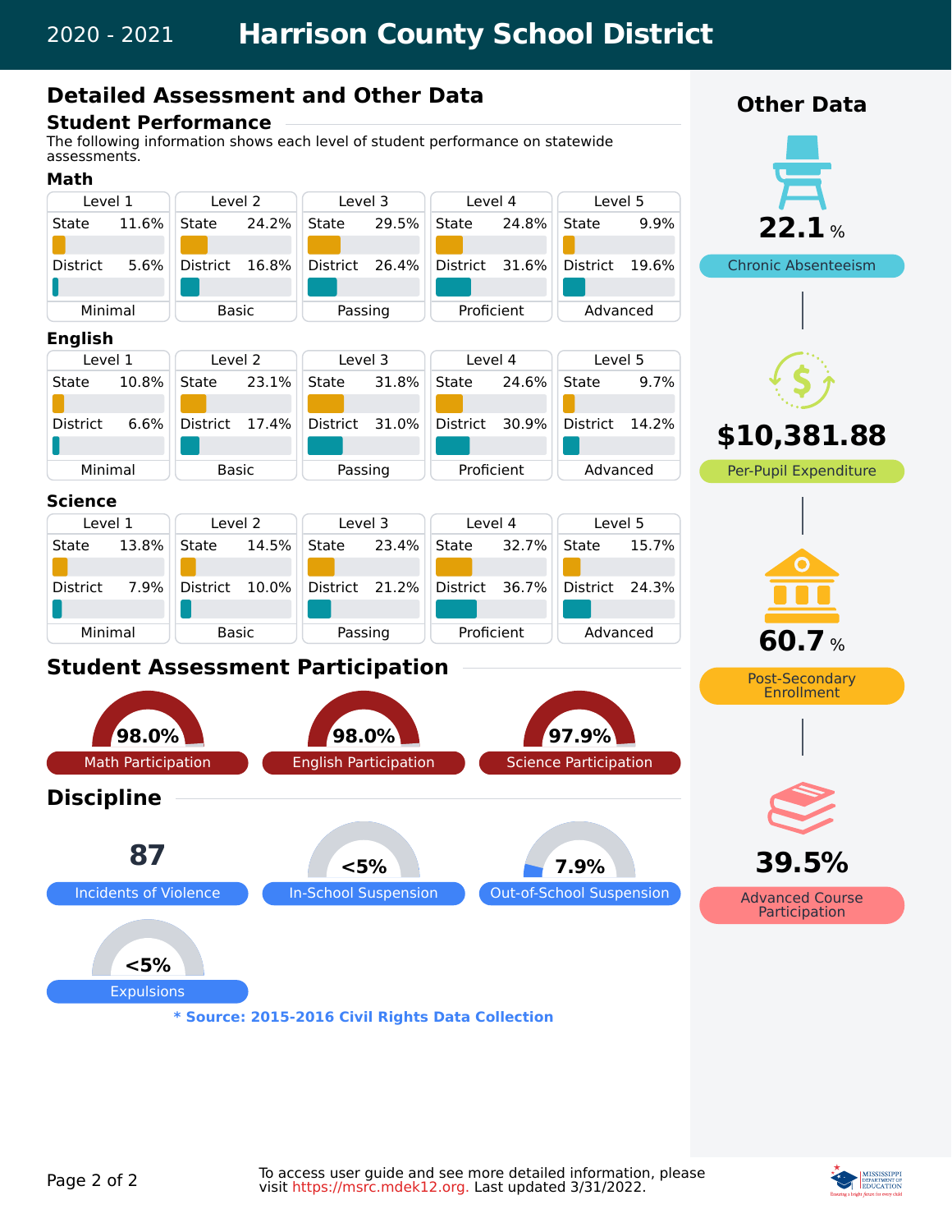# 2020 - 2021 Harrison County School District

## Detailed Assessment and Other Data

### Student Performance

The following information shows each level of student performance on statewide assessments.

#### Math

Level 1 — Minimal
State 11.6%
District 5.6%

Level 2 — Basic
State 24.2%
District 16.8%

Level 3 — Passing
State 29.5%
District 26.4%

Level 4 — Proficient
State 24.8%
District 31.6%

Level 5 — Advanced
State 9.9%
District 19.6%

#### English

Level 1 — Minimal
State 10.8%
District 6.6%

Level 2 — Basic
State 23.1%
District 17.4%

Level 3 — Passing
State 31.8%
District 31.0%

Level 4 — Proficient
State 24.6%
District 30.9%

Level 5 — Advanced
State 9.7%
District 14.2%

#### Science

Level 1 — Minimal
State 13.8%
District 7.9%

Level 2 — Basic
State 14.5%
District 10.0%

Level 3 — Passing
State 23.4%
District 21.2%

Level 4 — Proficient
State 32.7%
District 36.7%

Level 5 — Advanced
State 15.7%
District 24.3%

### Student Assessment Participation

98.0%
Math Participation

98.0%
English Participation

97.9%
Science Participation

### Discipline

87
Incidents of Violence

<5%
In-School Suspension

7.9%
Out-of-School Suspension

<5%
Expulsions

*** Source: 2015-2016 Civil Rights Data Collection**

## Other Data

22.1 %
Chronic Absenteeism

$10,381.88
Per-Pupil Expenditure

60.7 %
Post-Secondary Enrollment

39.5%
Advanced Course Participation

To access user guide and see more detailed information, please visit https://msrc.mdek12.org. Last updated 3/31/2022.